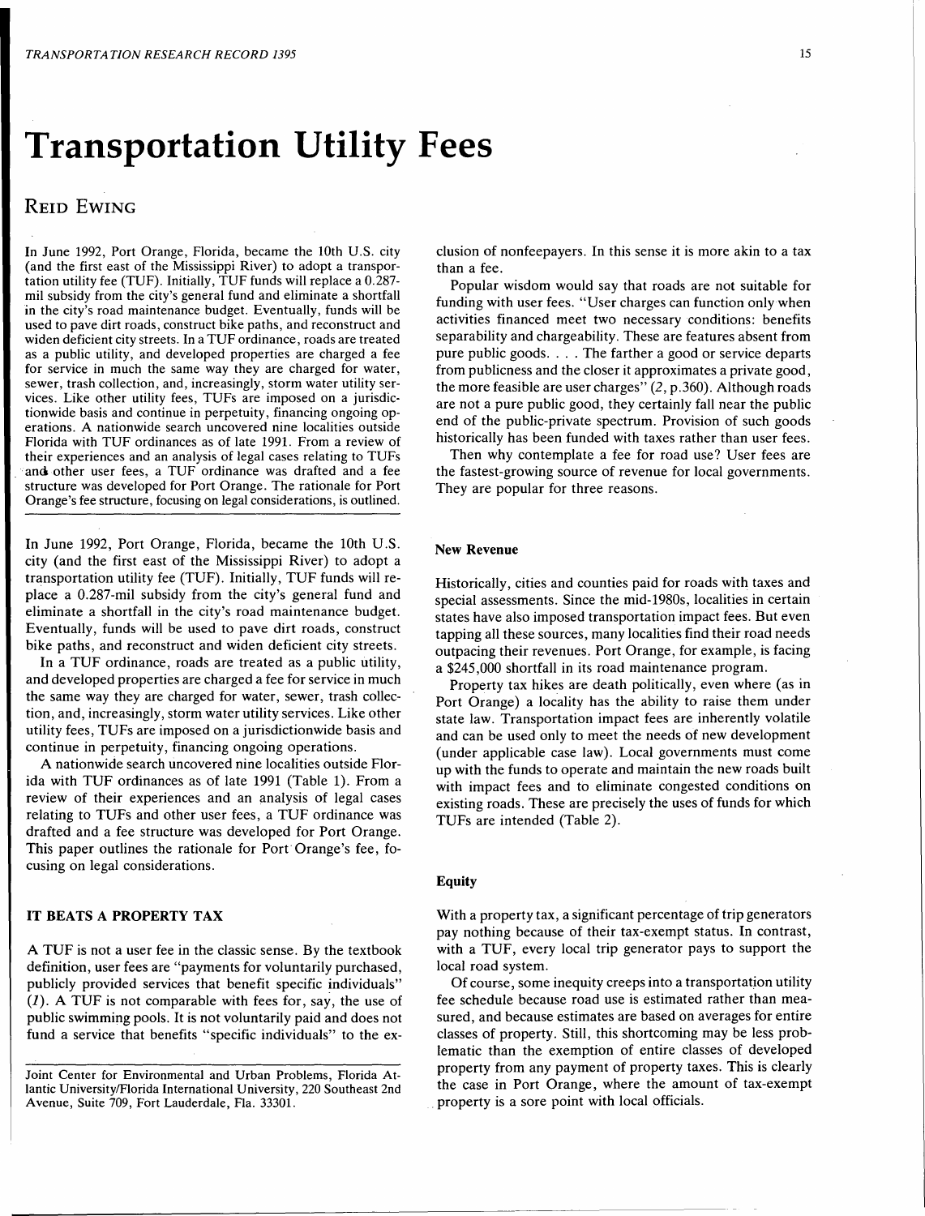# Transportation Utility Fees

REID EWING

In June 1992, Port Orange, Florida, became the 10th U.S. city (and the first east of the Mississippi River) to adopt a transportation utility fee (TUF). Initially, TUF funds will replace a 0.287-mil subsidy from the city's general fund and eliminate a shortfall in the city's road maintenance budget. Eventually, funds will be used to pave dirt roads, construct bike paths, and reconstruct and widen deficient city streets. In a TUF ordinance, roads are treated as a public utility, and developed properties are charged a fee for service in much the same way they are charged for water, sewer, trash collection, and, increasingly, storm water utility services. Like other utility fees, TUFs are imposed on a jurisdictionwide basis and continue in perpetuity, financing ongoing operations. A nationwide search uncovered nine localities outside Florida with TUF ordinances as of late 1991. From a review of their experiences and an analysis of legal cases relating to TUFs and other user fees, a TUF ordinance was drafted and a fee structure was developed for Port Orange. The rationale for Port Orange's fee structure, focusing on legal considerations, is outlined.

In June 1992, Port Orange, Florida, became the 10th U.S. city (and the first east of the Mississippi River) to adopt a transportation utility fee (TUF). Initially, TUF funds will replace a 0.287-mil subsidy from the city's general fund and eliminate a shortfall in the city's road maintenance budget. Eventually, funds will be used to pave dirt roads, construct bike paths, and reconstruct and widen deficient city streets.

In a TUF ordinance, roads are treated as a public utility, and developed properties are charged a fee for service in much the same way they are charged for water, sewer, trash collection, and, increasingly, storm water utility services. Like other utility fees, TUFs are imposed on a jurisdictionwide basis and continue in perpetuity, financing ongoing operations.

A nationwide search uncovered nine localities outside Florida with TUF ordinances as of late 1991 (Table 1). From a review of their experiences and an analysis of legal cases relating to TUFs and other user fees, a TUF ordinance was drafted and a fee structure was developed for Port Orange. This paper outlines the rationale for Port Orange's fee, focusing on legal considerations.

## IT BEATS A PROPERTY TAX

A TUF is not a user fee in the classic sense. By the textbook definition, user fees are "payments for voluntarily purchased, publicly provided services that benefit specific individuals" (*1*). A TUF is not comparable with fees for, say, the use of public swimming pools. It is not voluntarily paid and does not fund a service that benefits "specific individuals" to the exclusion of nonfeepayers. In this sense it is more akin to a tax than a fee.

Popular wisdom would say that roads are not suitable for funding with user fees. "User charges can function only when activities financed meet two necessary conditions: benefits separability and chargeability. These are features absent from pure public goods. . . . The farther a good or service departs from publicness and the closer it approximates a private good, the more feasible are user charges" (*2*, p.360). Although roads are not a pure public good, they certainly fall near the public end of the public-private spectrum. Provision of such goods historically has been funded with taxes rather than user fees.

Then why contemplate a fee for road use? User fees are the fastest-growing source of revenue for local governments. They are popular for three reasons.

### New Revenue

Historically, cities and counties paid for roads with taxes and special assessments. Since the mid-1980s, localities in certain states have also imposed transportation impact fees. But even tapping all these sources, many localities find their road needs outpacing their revenues. Port Orange, for example, is facing a $245,000 shortfall in its road maintenance program.

Property tax hikes are death politically, even where (as in Port Orange) a locality has the ability to raise them under state law. Transportation impact fees are inherently volatile and can be used only to meet the needs of new development (under applicable case law). Local governments must come up with the funds to operate and maintain the new roads built with impact fees and to eliminate congested conditions on existing roads. These are precisely the uses of funds for which TUFs are intended (Table 2).

### Equity

With a property tax, a significant percentage of trip generators pay nothing because of their tax-exempt status. In contrast, with a TUF, every local trip generator pays to support the local road system.

Of course, some inequity creeps into a transportation utility fee schedule because road use is estimated rather than measured, and because estimates are based on averages for entire classes of property. Still, this shortcoming may be less problematic than the exemption of entire classes of developed property from any payment of property taxes. This is clearly the case in Port Orange, where the amount of tax-exempt property is a sore point with local officials.

Joint Center for Environmental and Urban Problems, Florida Atlantic University/Florida International University, 220 Southeast 2nd Avenue, Suite 709, Fort Lauderdale, Fla. 33301.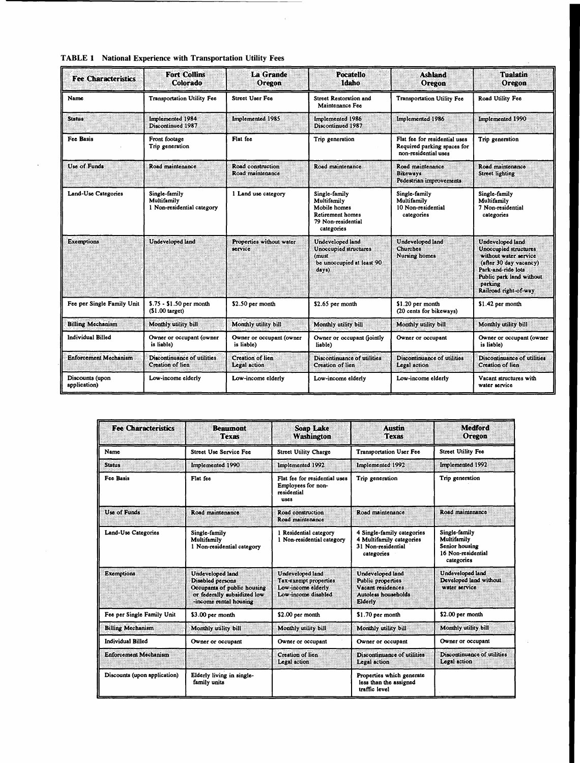**TABLE 1 National Experience with Transportation Utility Fees**

| Fee Characteristics | Fort Collins Colorado | La Grande Oregon | Pocatello Idaho | Ashland Oregon | Tualatin Oregon |
|---|---|---|---|---|---|
| Name | Transportation Utility Fee | Street User Fee | Street Restoration and Maintenance Fee | Transportation Utility Fee | Road Utility Fee |
| Status | Implemented 1984 Discontinued 1987 | Implemented 1985 | Implemented 1986 Discontinued 1987 | Implemented 1986 | Implemented 1990 |
| Fee Basis | Front footage Trip generation | Flat fee | Trip generation | Flat fee for residential uses Required parking spaces for non-residential uses | Trip generation |
| Use of Funds | Road maintenance | Road construction Road maintenance | Road maintenance | Road maintenance Bikeways Pedestrian improvements | Road maintenance Street lighting |
| Land-Use Categories | Single-family Multifamily 1 Non-residential category | 1 Land use category | Single-family Multifamily Mobile homes Retirement homes 79 Non-residential categories | Single-family Multifamily 10 Non-residential categories | Single-family Multifamily 7 Non-residential categories |
| Exemptions | Undeveloped land | Properties without water service | Undeveloped land Unoccupied structures (must be unoccupied at least 90 days) | Undeveloped land Churches Nursing homes | Undeveloped land Unoccupied structures without water service (after 30 day vacancy) Park-and-ride lots Public park land without parking Railroad right-of-way |
| Fee per Single Family Unit | $.75 - $1.50 per month ($1.00 target) | $2.50 per month | $2.65 per month | $1.20 per month (20 cents for bikeways) | $1.42 per month |
| Billing Mechanism | Monthly utility bill | Monthly utility bill | Monthly utility bill | Monthly utility bill | Monthly utility bill |
| Individual Billed | Owner or occupant (owner is liable) | Owner or occupant (owner is liable) | Owner or occupant (jointly liable) | Owner or occupant | Owner or occupant (owner is liable) |
| Enforcement Mechanism | Discontinuance of utilities Creation of lien | Creation of lien Legal action | Discontinuance of utilities Creation of lien | Discontinuance of utilities Legal action | Discontinuance of utilities Creation of lien |
| Discounts (upon application) | Low-income elderly | Low-income elderly | Low-income elderly | Low-income elderly | Vacant structures with water service |

| Fee Characteristics | Beaumont Texas | Soap Lake Washington | Austin Texas | Medford Oregon |
|---|---|---|---|---|
| Name | Street Use Service Fee | Street Utility Charge | Transportation User Fee | Street Utility Fee |
| Status | Implemented 1990 | Implemented 1992 | Implemented 1992 | Implemented 1992 |
| Fee Basis | Flat fee | Flat fee for residential uses Employees for non-residential uses | Trip generation | Trip generation |
| Use of Funds | Road maintenance | Road construction Road maintenance | Road maintenance | Road maintenance |
| Land-Use Categories | Single-family Multifamily 1 Non-residential category | 1 Residential category 1 Non-residential category | 4 Single-family categories 4 Multifamily categories 31 Non-residential categories | Single-family Multifamily Senior housing 16 Non-residential categories |
| Exemptions | Undeveloped land Disabled persons Occupants of public housing or federally subsidized low -income rental housing | Undeveloped land Tax-exempt properties Low-income elderly Low-income disabled | Undeveloped land Public properties Vacant residences Autoless households Elderly | Undeveloped land Developed land without water service |
| Fee per Single Family Unit | $3.00 per month | $2.00 per month | $1.70 per month | $2.00 per month |
| Billing Mechanism | Monthly utility bill | Monthly utility bill | Monthly utility bill | Monthly utility bill |
| Individual Billed | Owner or occupant | Owner or occupant | Owner or occupant | Owner or occupant |
| Enforcement Mechanism | | Creation of lien Legal action | Discontinuance of utilities Legal action | Discontinuance of utilities Legal action |
| Discounts (upon application) | Elderly living in single-family units | | Properties which generate less than the assigned traffic level | |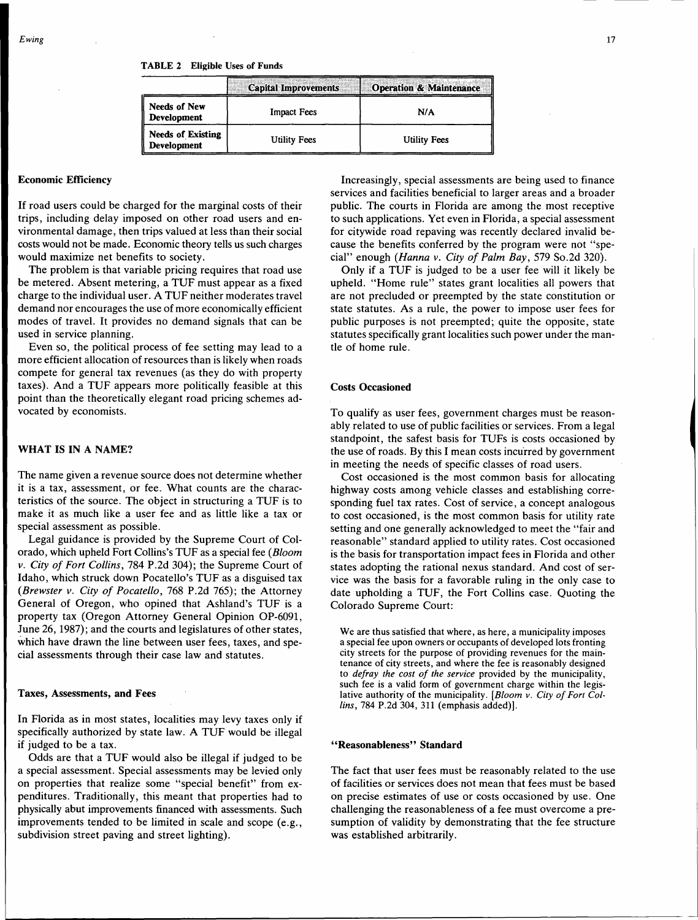**TABLE 2 Eligible Uses of Funds**

| | Capital Improvements | Operation & Maintenance |
|---|---|---|
| **Needs of New Development** | Impact Fees | N/A |
| **Needs of Existing Development** | Utility Fees | Utility Fees |

### Economic Efficiency

If road users could be charged for the marginal costs of their trips, including delay imposed on other road users and environmental damage, then trips valued at less than their social costs would not be made. Economic theory tells us such charges would maximize net benefits to society.

The problem is that variable pricing requires that road use be metered. Absent metering, a TUF must appear as a fixed charge to the individual user. A TUF neither moderates travel demand nor encourages the use of more economically efficient modes of travel. It provides no demand signals that can be used in service planning.

Even so, the political process of fee setting may lead to a more efficient allocation of resources than is likely when roads compete for general tax revenues (as they do with property taxes). And a TUF appears more politically feasible at this point than the theoretically elegant road pricing schemes advocated by economists.

## WHAT IS IN A NAME?

The name given a revenue source does not determine whether it is a tax, assessment, or fee. What counts are the characteristics of the source. The object in structuring a TUF is to make it as much like a user fee and as little like a tax or special assessment as possible.

Legal guidance is provided by the Supreme Court of Colorado, which upheld Fort Collins's TUF as a special fee (*Bloom v. City of Fort Collins*, 784 P.2d 304); the Supreme Court of Idaho, which struck down Pocatello's TUF as a disguised tax (*Brewster v. City of Pocatello*, 768 P.2d 765); the Attorney General of Oregon, who opined that Ashland's TUF is a property tax (Oregon Attorney General Opinion OP-6091, June 26, 1987); and the courts and legislatures of other states, which have drawn the line between user fees, taxes, and special assessments through their case law and statutes.

### Taxes, Assessments, and Fees

In Florida as in most states, localities may levy taxes only if specifically authorized by state law. A TUF would be illegal if judged to be a tax.

Odds are that a TUF would also be illegal if judged to be a special assessment. Special assessments may be levied only on properties that realize some "special benefit" from expenditures. Traditionally, this meant that properties had to physically abut improvements financed with assessments. Such improvements tended to be limited in scale and scope (e.g., subdivision street paving and street lighting).

Increasingly, special assessments are being used to finance services and facilities beneficial to larger areas and a broader public. The courts in Florida are among the most receptive to such applications. Yet even in Florida, a special assessment for citywide road repaving was recently declared invalid because the benefits conferred by the program were not "special" enough (*Hanna v. City of Palm Bay*, 579 So.2d 320).

Only if a TUF is judged to be a user fee will it likely be upheld. "Home rule" states grant localities all powers that are not precluded or preempted by the state constitution or state statutes. As a rule, the power to impose user fees for public purposes is not preempted; quite the opposite, state statutes specifically grant localities such power under the mantle of home rule.

### Costs Occasioned

To qualify as user fees, government charges must be reasonably related to use of public facilities or services. From a legal standpoint, the safest basis for TUFs is costs occasioned by the use of roads. By this I mean costs incurred by government in meeting the needs of specific classes of road users.

Cost occasioned is the most common basis for allocating highway costs among vehicle classes and establishing corresponding fuel tax rates. Cost of service, a concept analogous to cost occasioned, is the most common basis for utility rate setting and one generally acknowledged to meet the "fair and reasonable" standard applied to utility rates. Cost occasioned is the basis for transportation impact fees in Florida and other states adopting the rational nexus standard. And cost of service was the basis for a favorable ruling in the only case to date upholding a TUF, the Fort Collins case. Quoting the Colorado Supreme Court:

> We are thus satisfied that where, as here, a municipality imposes a special fee upon owners or occupants of developed lots fronting city streets for the purpose of providing revenues for the maintenance of city streets, and where the fee is reasonably designed to *defray the cost of the service* provided by the municipality, such fee is a valid form of government charge within the legislative authority of the municipality. [*Bloom v. City of Fort Collins*, 784 P.2d 304, 311 (emphasis added)].

### "Reasonableness" Standard

The fact that user fees must be reasonably related to the use of facilities or services does not mean that fees must be based on precise estimates of use or costs occasioned by use. One challenging the reasonableness of a fee must overcome a presumption of validity by demonstrating that the fee structure was established arbitrarily.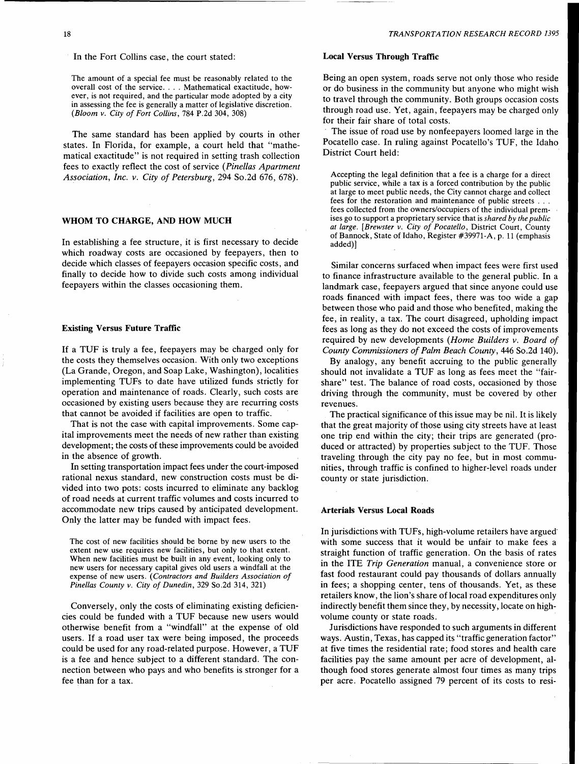In the Fort Collins case, the court stated:

> The amount of a special fee must be reasonably related to the overall cost of the service. . . . Mathematical exactitude, however, is not required, and the particular mode adopted by a city in assessing the fee is generally a matter of legislative discretion. (*Bloom v. City of Fort Collins*, 784 P.2d 304, 308)

The same standard has been applied by courts in other states. In Florida, for example, a court held that "mathematical exactitude" is not required in setting trash collection fees to exactly reflect the cost of service (*Pinellas Apartment Association, Inc. v. City of Petersburg*, 294 So.2d 676, 678).

## WHOM TO CHARGE, AND HOW MUCH

In establishing a fee structure, it is first necessary to decide which roadway costs are occasioned by feepayers, then to decide which classes of feepayers occasion specific costs, and finally to decide how to divide such costs among individual feepayers within the classes occasioning them.

### Existing Versus Future Traffic

If a TUF is truly a fee, feepayers may be charged only for the costs they themselves occasion. With only two exceptions (La Grande, Oregon, and Soap Lake, Washington), localities implementing TUFs to date have utilized funds strictly for operation and maintenance of roads. Clearly, such costs are occasioned by existing users because they are recurring costs that cannot be avoided if facilities are open to traffic.

That is not the case with capital improvements. Some capital improvements meet the needs of new rather than existing development; the costs of these improvements could be avoided in the absence of growth.

In setting transportation impact fees under the court-imposed rational nexus standard, new construction costs must be divided into two pots: costs incurred to eliminate any backlog of road needs at current traffic volumes and costs incurred to accommodate new trips caused by anticipated development. Only the latter may be funded with impact fees.

> The cost of new facilities should be borne by new users to the extent new use requires new facilities, but only to that extent. When new facilities must be built in any event, looking only to new users for necessary capital gives old users a windfall at the expense of new users. (*Contractors and Builders Association of Pinellas County v. City of Dunedin*, 329 So.2d 314, 321)

Conversely, only the costs of eliminating existing deficiencies could be funded with a TUF because new users would otherwise benefit from a "windfall" at the expense of old users. If a road user tax were being imposed, the proceeds could be used for any road-related purpose. However, a TUF is a fee and hence subject to a different standard. The connection between who pays and who benefits is stronger for a fee than for a tax.

### Local Versus Through Traffic

Being an open system, roads serve not only those who reside or do business in the community but anyone who might wish to travel through the community. Both groups occasion costs through road use. Yet, again, feepayers may be charged only for their fair share of total costs.

The issue of road use by nonfeepayers loomed large in the Pocatello case. In ruling against Pocatello's TUF, the Idaho District Court held:

> Accepting the legal definition that a fee is a charge for a direct public service, while a tax is a forced contribution by the public at large to meet public needs, the City cannot charge and collect fees for the restoration and maintenance of public streets . . . fees collected from the owners/occupiers of the individual premises go to support a proprietary service that is *shared by the public at large*. [*Brewster v. City of Pocatello*, District Court, County of Bannock, State of Idaho, Register #39971-A, p. 11 (emphasis added)]

Similar concerns surfaced when impact fees were first used to finance infrastructure available to the general public. In a landmark case, feepayers argued that since anyone could use roads financed with impact fees, there was too wide a gap between those who paid and those who benefited, making the fee, in reality, a tax. The court disagreed, upholding impact fees as long as they do not exceed the costs of improvements required by new developments (*Home Builders v. Board of County Commissioners of Palm Beach County*, 446 So.2d 140).

By analogy, any benefit accruing to the public generally should not invalidate a TUF as long as fees meet the "fair-share" test. The balance of road costs, occasioned by those driving through the community, must be covered by other revenues.

The practical significance of this issue may be nil. It is likely that the great majority of those using city streets have at least one trip end within the city; their trips are generated (produced or attracted) by properties subject to the TUF. Those traveling through the city pay no fee, but in most communities, through traffic is confined to higher-level roads under county or state jurisdiction.

### Arterials Versus Local Roads

In jurisdictions with TUFs, high-volume retailers have argued with some success that it would be unfair to make fees a straight function of traffic generation. On the basis of rates in the ITE *Trip Generation* manual, a convenience store or fast food restaurant could pay thousands of dollars annually in fees; a shopping center, tens of thousands. Yet, as these retailers know, the lion's share of local road expenditures only indirectly benefit them since they, by necessity, locate on high-volume county or state roads.

Jurisdictions have responded to such arguments in different ways. Austin, Texas, has capped its "traffic generation factor" at five times the residential rate; food stores and health care facilities pay the same amount per acre of development, although food stores generate almost four times as many trips per acre. Pocatello assigned 79 percent of its costs to resi-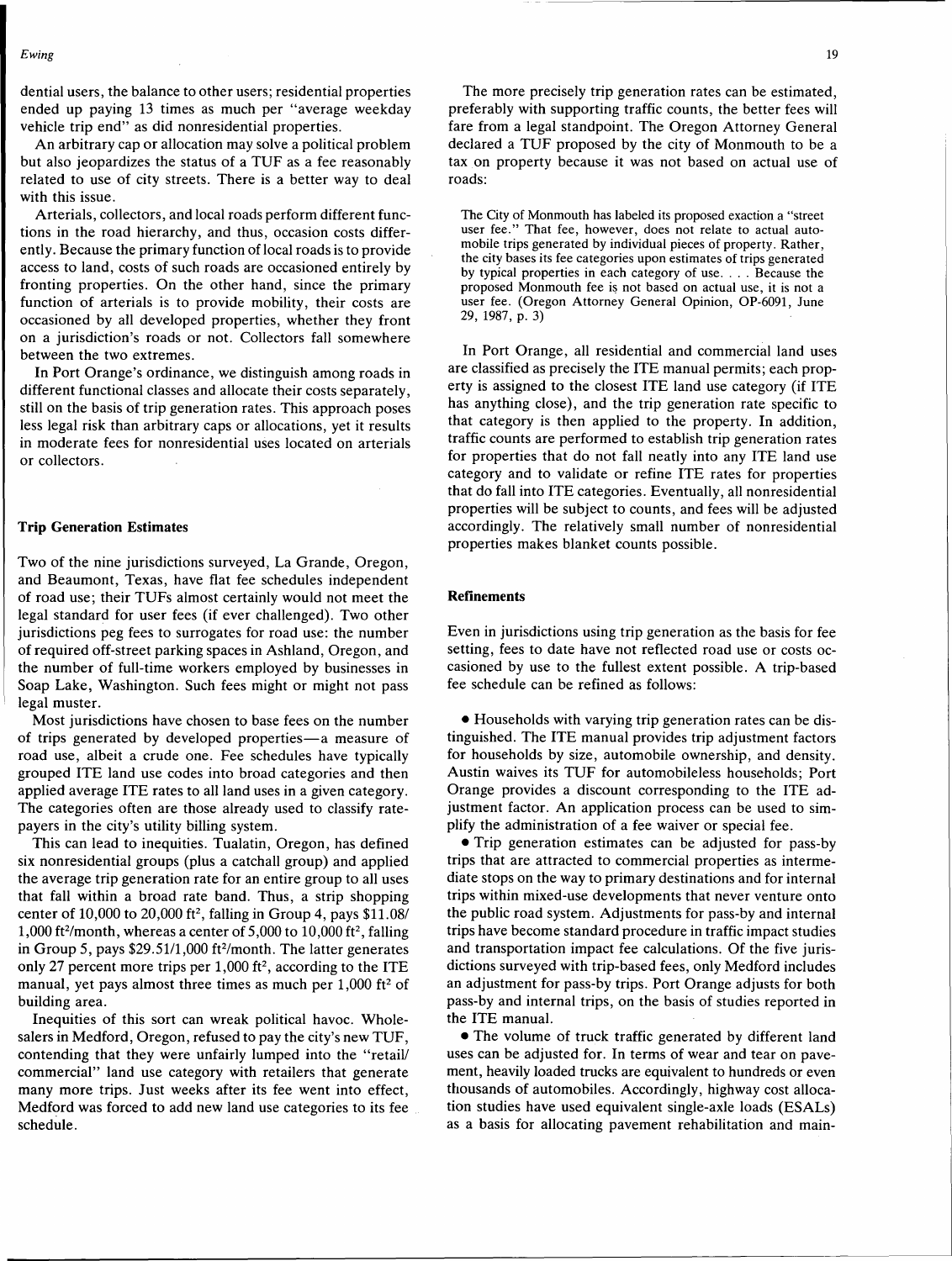dential users, the balance to other users; residential properties ended up paying 13 times as much per "average weekday vehicle trip end" as did nonresidential properties.

An arbitrary cap or allocation may solve a political problem but also jeopardizes the status of a TUF as a fee reasonably related to use of city streets. There is a better way to deal with this issue.

Arterials, collectors, and local roads perform different functions in the road hierarchy, and thus, occasion costs differently. Because the primary function of local roads is to provide access to land, costs of such roads are occasioned entirely by fronting properties. On the other hand, since the primary function of arterials is to provide mobility, their costs are occasioned by all developed properties, whether they front on a jurisdiction's roads or not. Collectors fall somewhere between the two extremes.

In Port Orange's ordinance, we distinguish among roads in different functional classes and allocate their costs separately, still on the basis of trip generation rates. This approach poses less legal risk than arbitrary caps or allocations, yet it results in moderate fees for nonresidential uses located on arterials or collectors.

## Trip Generation Estimates

Two of the nine jurisdictions surveyed, La Grande, Oregon, and Beaumont, Texas, have flat fee schedules independent of road use; their TUFs almost certainly would not meet the legal standard for user fees (if ever challenged). Two other jurisdictions peg fees to surrogates for road use: the number of required off-street parking spaces in Ashland, Oregon, and the number of full-time workers employed by businesses in Soap Lake, Washington. Such fees might or might not pass legal muster.

Most jurisdictions have chosen to base fees on the number of trips generated by developed properties—a measure of road use, albeit a crude one. Fee schedules have typically grouped ITE land use codes into broad categories and then applied average ITE rates to all land uses in a given category. The categories often are those already used to classify ratepayers in the city's utility billing system.

This can lead to inequities. Tualatin, Oregon, has defined six nonresidential groups (plus a catchall group) and applied the average trip generation rate for an entire group to all uses that fall within a broad rate band. Thus, a strip shopping center of 10,000 to 20,000 ft², falling in Group 4, pays $11.08/1,000 ft²/month, whereas a center of 5,000 to 10,000 ft², falling in Group 5, pays $29.51/1,000 ft²/month. The latter generates only 27 percent more trips per 1,000 ft², according to the ITE manual, yet pays almost three times as much per 1,000 ft² of building area.

Inequities of this sort can wreak political havoc. Wholesalers in Medford, Oregon, refused to pay the city's new TUF, contending that they were unfairly lumped into the "retail/commercial" land use category with retailers that generate many more trips. Just weeks after its fee went into effect, Medford was forced to add new land use categories to its fee schedule.

The more precisely trip generation rates can be estimated, preferably with supporting traffic counts, the better fees will fare from a legal standpoint. The Oregon Attorney General declared a TUF proposed by the city of Monmouth to be a tax on property because it was not based on actual use of roads:

> The City of Monmouth has labeled its proposed exaction a "street user fee." That fee, however, does not relate to actual automobile trips generated by individual pieces of property. Rather, the city bases its fee categories upon estimates of trips generated by typical properties in each category of use. . . . Because the proposed Monmouth fee is not based on actual use, it is not a user fee. (Oregon Attorney General Opinion, OP-6091, June 29, 1987, p. 3)

In Port Orange, all residential and commercial land uses are classified as precisely the ITE manual permits; each property is assigned to the closest ITE land use category (if ITE has anything close), and the trip generation rate specific to that category is then applied to the property. In addition, traffic counts are performed to establish trip generation rates for properties that do not fall neatly into any ITE land use category and to validate or refine ITE rates for properties that do fall into ITE categories. Eventually, all nonresidential properties will be subject to counts, and fees will be adjusted accordingly. The relatively small number of nonresidential properties makes blanket counts possible.

## Refinements

Even in jurisdictions using trip generation as the basis for fee setting, fees to date have not reflected road use or costs occasioned by use to the fullest extent possible. A trip-based fee schedule can be refined as follows:

- Households with varying trip generation rates can be distinguished. The ITE manual provides trip adjustment factors for households by size, automobile ownership, and density. Austin waives its TUF for automobileless households; Port Orange provides a discount corresponding to the ITE adjustment factor. An application process can be used to simplify the administration of a fee waiver or special fee.
- Trip generation estimates can be adjusted for pass-by trips that are attracted to commercial properties as intermediate stops on the way to primary destinations and for internal trips within mixed-use developments that never venture onto the public road system. Adjustments for pass-by and internal trips have become standard procedure in traffic impact studies and transportation impact fee calculations. Of the five jurisdictions surveyed with trip-based fees, only Medford includes an adjustment for pass-by trips. Port Orange adjusts for both pass-by and internal trips, on the basis of studies reported in the ITE manual.
- The volume of truck traffic generated by different land uses can be adjusted for. In terms of wear and tear on pavement, heavily loaded trucks are equivalent to hundreds or even thousands of automobiles. Accordingly, highway cost allocation studies have used equivalent single-axle loads (ESALs) as a basis for allocating pavement rehabilitation and main-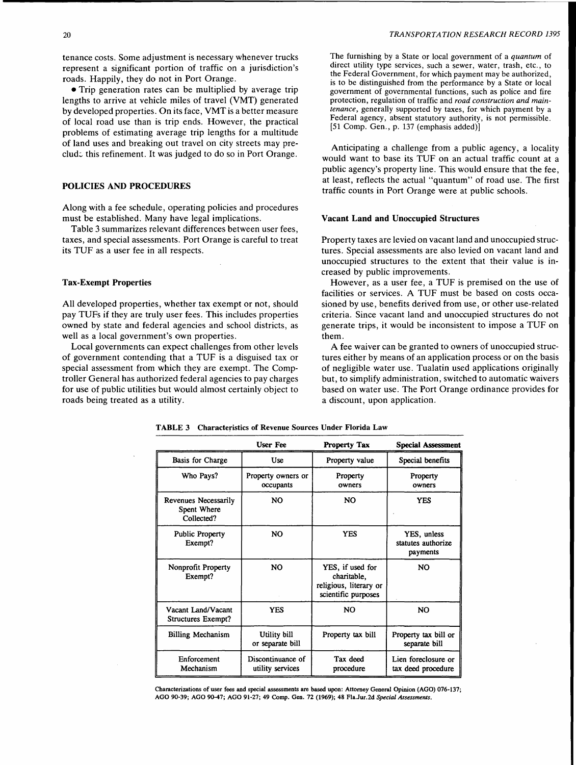tenance costs. Some adjustment is necessary whenever trucks represent a significant portion of traffic on a jurisdiction's roads. Happily, they do not in Port Orange.

- Trip generation rates can be multiplied by average trip lengths to arrive at vehicle miles of travel (VMT) generated by developed properties. On its face, VMT is a better measure of local road use than is trip ends. However, the practical problems of estimating average trip lengths for a multitude of land uses and breaking out travel on city streets may preclude this refinement. It was judged to do so in Port Orange.

## POLICIES AND PROCEDURES

Along with a fee schedule, operating policies and procedures must be established. Many have legal implications.

Table 3 summarizes relevant differences between user fees, taxes, and special assessments. Port Orange is careful to treat its TUF as a user fee in all respects.

### Tax-Exempt Properties

All developed properties, whether tax exempt or not, should pay TUFs if they are truly user fees. This includes properties owned by state and federal agencies and school districts, as well as a local government's own properties.

Local governments can expect challenges from other levels of government contending that a TUF is a disguised tax or special assessment from which they are exempt. The Comptroller General has authorized federal agencies to pay charges for use of public utilities but would almost certainly object to roads being treated as a utility.

> The furnishing by a State or local government of a *quantum* of direct utility type services, such a sewer, water, trash, etc., to the Federal Government, for which payment may be authorized, is to be distinguished from the performance by a State or local government of governmental functions, such as police and fire protection, regulation of traffic and *road construction and maintenance*, generally supported by taxes, for which payment by a Federal agency, absent statutory authority, is not permissible. [51 Comp. Gen., p. 137 (emphasis added)]

Anticipating a challenge from a public agency, a locality would want to base its TUF on an actual traffic count at a public agency's property line. This would ensure that the fee, at least, reflects the actual "quantum" of road use. The first traffic counts in Port Orange were at public schools.

### Vacant Land and Unoccupied Structures

Property taxes are levied on vacant land and unoccupied structures. Special assessments are also levied on vacant land and unoccupied structures to the extent that their value is increased by public improvements.

However, as a user fee, a TUF is premised on the use of facilities or services. A TUF must be based on costs occasioned by use, benefits derived from use, or other use-related criteria. Since vacant land and unoccupied structures do not generate trips, it would be inconsistent to impose a TUF on them.

A fee waiver can be granted to owners of unoccupied structures either by means of an application process or on the basis of negligible water use. Tualatin used applications originally but, to simplify administration, switched to automatic waivers based on water use. The Port Orange ordinance provides for a discount, upon application.

**TABLE 3 Characteristics of Revenue Sources Under Florida Law**

| | User Fee | Property Tax | Special Assessment |
|---|---|---|---|
| Basis for Charge | Use | Property value | Special benefits |
| Who Pays? | Property owners or occupants | Property owners | Property owners |
| Revenues Necessarily Spent Where Collected? | NO | NO | YES |
| Public Property Exempt? | NO | YES | YES, unless statutes authorize payments |
| Nonprofit Property Exempt? | NO | YES, if used for charitable, religious, literary or scientific purposes | NO |
| Vacant Land/Vacant Structures Exempt? | YES | NO | NO |
| Billing Mechanism | Utility bill or separate bill | Property tax bill | Property tax bill or separate bill |
| Enforcement Mechanism | Discontinuance of utility services | Tax deed procedure | Lien foreclosure or tax deed procedure |

Characterizations of user fees and special assessments are based upon: Attorney General Opinion (AGO) 076-137; AGO 90-39; AGO 90-47; AGO 91-27; 49 Comp. Gen. 72 (1969); 48 Fla.Jur.2d *Special Assessments*.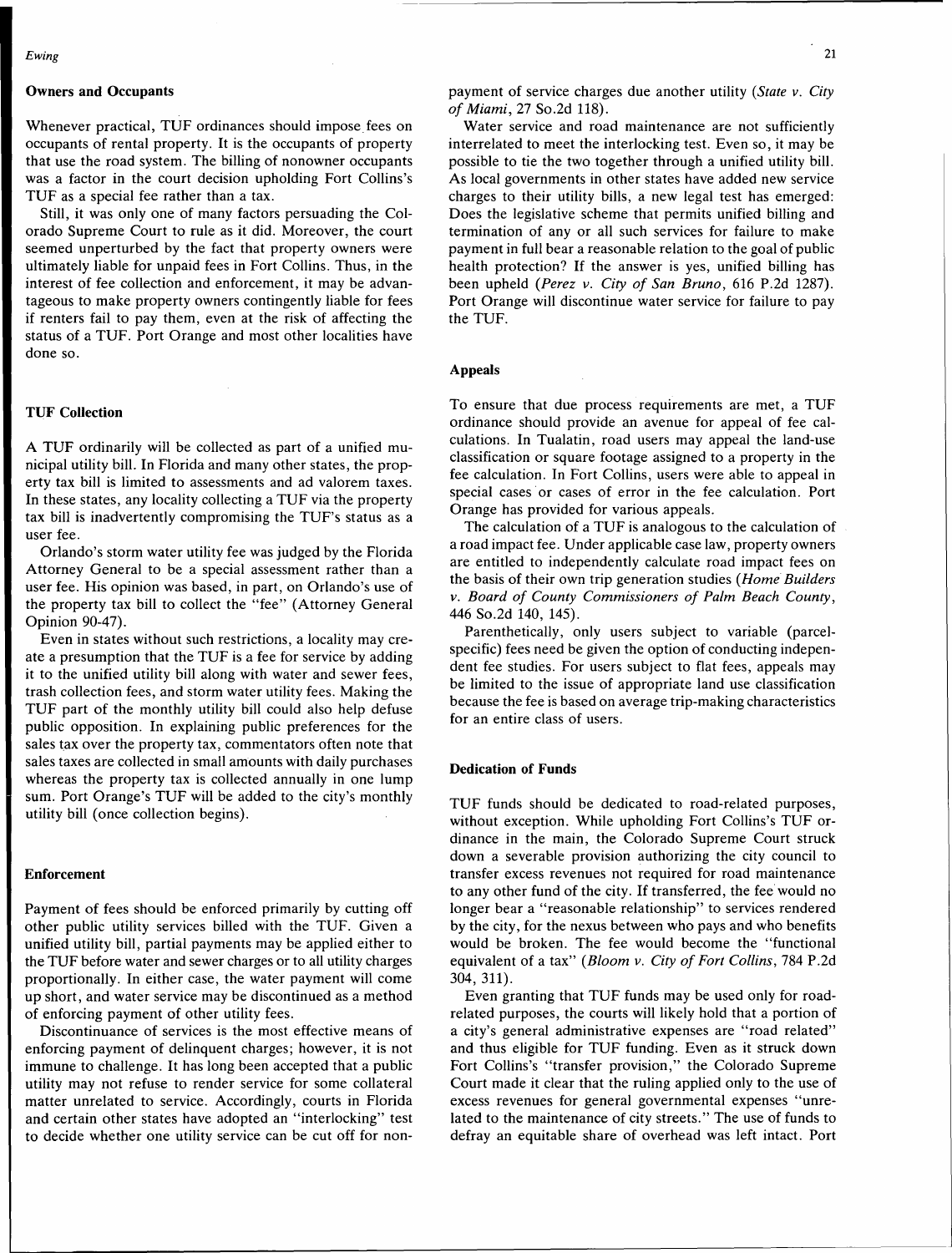### Owners and Occupants

Whenever practical, TUF ordinances should impose fees on occupants of rental property. It is the occupants of property that use the road system. The billing of nonowner occupants was a factor in the court decision upholding Fort Collins's TUF as a special fee rather than a tax.

Still, it was only one of many factors persuading the Colorado Supreme Court to rule as it did. Moreover, the court seemed unperturbed by the fact that property owners were ultimately liable for unpaid fees in Fort Collins. Thus, in the interest of fee collection and enforcement, it may be advantageous to make property owners contingently liable for fees if renters fail to pay them, even at the risk of affecting the status of a TUF. Port Orange and most other localities have done so.

### TUF Collection

A TUF ordinarily will be collected as part of a unified municipal utility bill. In Florida and many other states, the property tax bill is limited to assessments and ad valorem taxes. In these states, any locality collecting a TUF via the property tax bill is inadvertently compromising the TUF's status as a user fee.

Orlando's storm water utility fee was judged by the Florida Attorney General to be a special assessment rather than a user fee. His opinion was based, in part, on Orlando's use of the property tax bill to collect the "fee" (Attorney General Opinion 90-47).

Even in states without such restrictions, a locality may create a presumption that the TUF is a fee for service by adding it to the unified utility bill along with water and sewer fees, trash collection fees, and storm water utility fees. Making the TUF part of the monthly utility bill could also help defuse public opposition. In explaining public preferences for the sales tax over the property tax, commentators often note that sales taxes are collected in small amounts with daily purchases whereas the property tax is collected annually in one lump sum. Port Orange's TUF will be added to the city's monthly utility bill (once collection begins).

### Enforcement

Payment of fees should be enforced primarily by cutting off other public utility services billed with the TUF. Given a unified utility bill, partial payments may be applied either to the TUF before water and sewer charges or to all utility charges proportionally. In either case, the water payment will come up short, and water service may be discontinued as a method of enforcing payment of other utility fees.

Discontinuance of services is the most effective means of enforcing payment of delinquent charges; however, it is not immune to challenge. It has long been accepted that a public utility may not refuse to render service for some collateral matter unrelated to service. Accordingly, courts in Florida and certain other states have adopted an "interlocking" test to decide whether one utility service can be cut off for nonpayment of service charges due another utility (*State v. City of Miami*, 27 So.2d 118).

Water service and road maintenance are not sufficiently interrelated to meet the interlocking test. Even so, it may be possible to tie the two together through a unified utility bill. As local governments in other states have added new service charges to their utility bills, a new legal test has emerged: Does the legislative scheme that permits unified billing and termination of any or all such services for failure to make payment in full bear a reasonable relation to the goal of public health protection? If the answer is yes, unified billing has been upheld (*Perez v. City of San Bruno*, 616 P.2d 1287). Port Orange will discontinue water service for failure to pay the TUF.

### Appeals

To ensure that due process requirements are met, a TUF ordinance should provide an avenue for appeal of fee calculations. In Tualatin, road users may appeal the land-use classification or square footage assigned to a property in the fee calculation. In Fort Collins, users were able to appeal in special cases or cases of error in the fee calculation. Port Orange has provided for various appeals.

The calculation of a TUF is analogous to the calculation of a road impact fee. Under applicable case law, property owners are entitled to independently calculate road impact fees on the basis of their own trip generation studies (*Home Builders v. Board of County Commissioners of Palm Beach County*, 446 So.2d 140, 145).

Parenthetically, only users subject to variable (parcel-specific) fees need be given the option of conducting independent fee studies. For users subject to flat fees, appeals may be limited to the issue of appropriate land use classification because the fee is based on average trip-making characteristics for an entire class of users.

### Dedication of Funds

TUF funds should be dedicated to road-related purposes, without exception. While upholding Fort Collins's TUF ordinance in the main, the Colorado Supreme Court struck down a severable provision authorizing the city council to transfer excess revenues not required for road maintenance to any other fund of the city. If transferred, the fee would no longer bear a "reasonable relationship" to services rendered by the city, for the nexus between who pays and who benefits would be broken. The fee would become the "functional equivalent of a tax" (*Bloom v. City of Fort Collins*, 784 P.2d 304, 311).

Even granting that TUF funds may be used only for road-related purposes, the courts will likely hold that a portion of a city's general administrative expenses are "road related" and thus eligible for TUF funding. Even as it struck down Fort Collins's "transfer provision," the Colorado Supreme Court made it clear that the ruling applied only to the use of excess revenues for general governmental expenses "unrelated to the maintenance of city streets." The use of funds to defray an equitable share of overhead was left intact. Port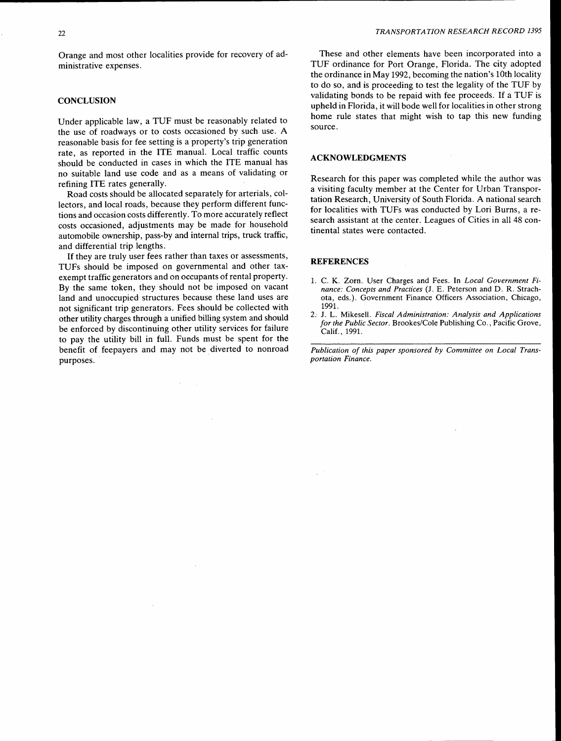Orange and most other localities provide for recovery of administrative expenses.

## CONCLUSION

Under applicable law, a TUF must be reasonably related to the use of roadways or to costs occasioned by such use. A reasonable basis for fee setting is a property's trip generation rate, as reported in the ITE manual. Local traffic counts should be conducted in cases in which the ITE manual has no suitable land use code and as a means of validating or refining ITE rates generally.

Road costs should be allocated separately for arterials, collectors, and local roads, because they perform different functions and occasion costs differently. To more accurately reflect costs occasioned, adjustments may be made for household automobile ownership, pass-by and internal trips, truck traffic, and differential trip lengths.

If they are truly user fees rather than taxes or assessments, TUFs should be imposed on governmental and other tax-exempt traffic generators and on occupants of rental property. By the same token, they should not be imposed on vacant land and unoccupied structures because these land uses are not significant trip generators. Fees should be collected with other utility charges through a unified billing system and should be enforced by discontinuing other utility services for failure to pay the utility bill in full. Funds must be spent for the benefit of feepayers and may not be diverted to nonroad purposes.

These and other elements have been incorporated into a TUF ordinance for Port Orange, Florida. The city adopted the ordinance in May 1992, becoming the nation's 10th locality to do so, and is proceeding to test the legality of the TUF by validating bonds to be repaid with fee proceeds. If a TUF is upheld in Florida, it will bode well for localities in other strong home rule states that might wish to tap this new funding source.

## ACKNOWLEDGMENTS

Research for this paper was completed while the author was a visiting faculty member at the Center for Urban Transportation Research, University of South Florida. A national search for localities with TUFs was conducted by Lori Burns, a research assistant at the center. Leagues of Cities in all 48 continental states were contacted.

## REFERENCES

1. C. K. Zorn. User Charges and Fees. In *Local Government Finance: Concepts and Practices* (J. E. Peterson and D. R. Strachota, eds.). Government Finance Officers Association, Chicago, 1991.
2. J. L. Mikesell. *Fiscal Administration: Analysis and Applications for the Public Sector*. Brookes/Cole Publishing Co., Pacific Grove, Calif., 1991.

*Publication of this paper sponsored by Committee on Local Transportation Finance.*